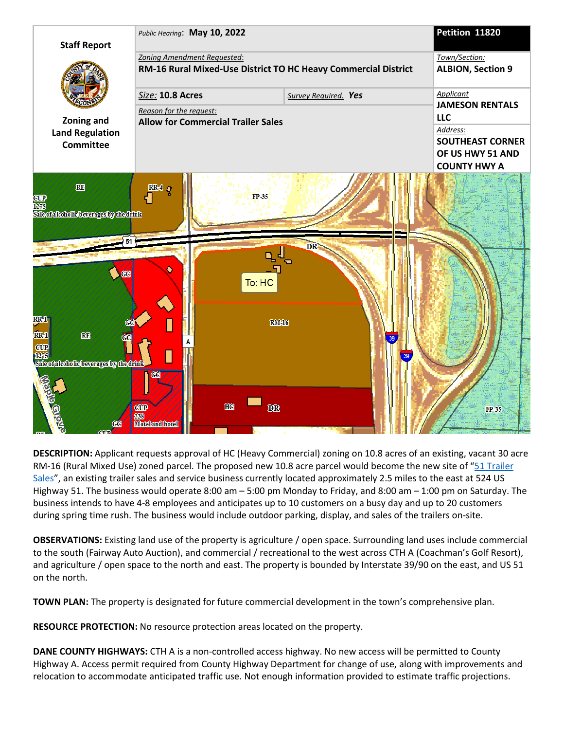| Staff Report | *Public Hearing*: **May 10, 2022** | | **Petition 11820** |
|---|---|---|---|
| Zoning and Land Regulation Committee | *Zoning Amendment Requested*: **RM-16 Rural Mixed-Use District TO HC Heavy Commercial District** | | *Town/Section:* **ALBION, Section 9** |
| | *Size:* **10.8 Acres** | *Survey Required.* **Yes** | *Applicant* **JAMESON RENTALS LLC** |
| | *Reason for the request:* **Allow for Commercial Trailer Sales** | | *Address:* **SOUTHEAST CORNER OF US HWY 51 AND COUNTY HWY A** |

**DESCRIPTION:** Applicant requests approval of HC (Heavy Commercial) zoning on 10.8 acres of an existing, vacant 30 acre RM-16 (Rural Mixed Use) zoned parcel. The proposed new 10.8 acre parcel would become the new site of "51 Trailer Sales", an existing trailer sales and service business currently located approximately 2.5 miles to the east at 524 US Highway 51. The business would operate 8:00 am – 5:00 pm Monday to Friday, and 8:00 am – 1:00 pm on Saturday. The business intends to have 4-8 employees and anticipates up to 10 customers on a busy day and up to 20 customers during spring time rush. The business would include outdoor parking, display, and sales of the trailers on-site.

**OBSERVATIONS:** Existing land use of the property is agriculture / open space. Surrounding land uses include commercial to the south (Fairway Auto Auction), and commercial / recreational to the west across CTH A (Coachman's Golf Resort), and agriculture / open space to the north and east. The property is bounded by Interstate 39/90 on the east, and US 51 on the north.

**TOWN PLAN:** The property is designated for future commercial development in the town's comprehensive plan.

**RESOURCE PROTECTION:** No resource protection areas located on the property.

**DANE COUNTY HIGHWAYS:** CTH A is a non-controlled access highway. No new access will be permitted to County Highway A. Access permit required from County Highway Department for change of use, along with improvements and relocation to accommodate anticipated traffic use. Not enough information provided to estimate traffic projections.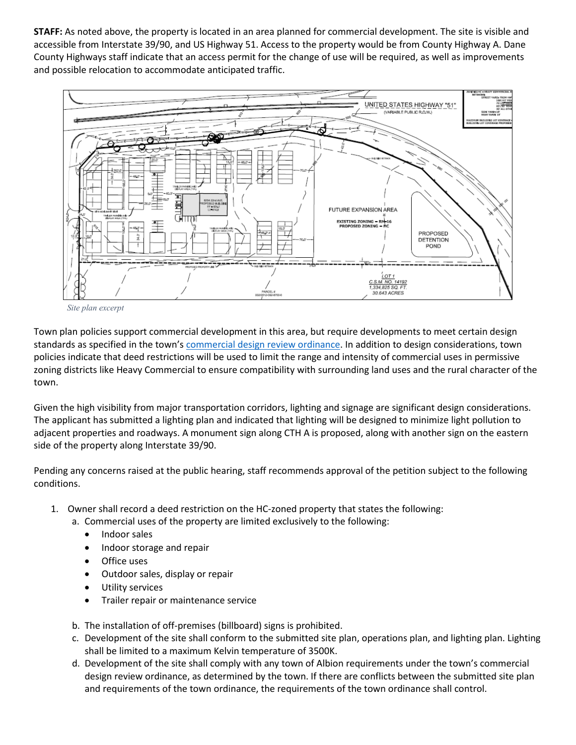**STAFF:** As noted above, the property is located in an area planned for commercial development. The site is visible and accessible from Interstate 39/90, and US Highway 51. Access to the property would be from County Highway A. Dane County Highways staff indicate that an access permit for the change of use will be required, as well as improvements and possible relocation to accommodate anticipated traffic.

*Site plan excerpt*

Town plan policies support commercial development in this area, but require developments to meet certain design standards as specified in the town's [commercial design review ordinance](). In addition to design considerations, town policies indicate that deed restrictions will be used to limit the range and intensity of commercial uses in permissive zoning districts like Heavy Commercial to ensure compatibility with surrounding land uses and the rural character of the town.

Given the high visibility from major transportation corridors, lighting and signage are significant design considerations. The applicant has submitted a lighting plan and indicated that lighting will be designed to minimize light pollution to adjacent properties and roadways. A monument sign along CTH A is proposed, along with another sign on the eastern side of the property along Interstate 39/90.

Pending any concerns raised at the public hearing, staff recommends approval of the petition subject to the following conditions.

1. Owner shall record a deed restriction on the HC-zoned property that states the following:
   a. Commercial uses of the property are limited exclusively to the following:
      - Indoor sales
      - Indoor storage and repair
      - Office uses
      - Outdoor sales, display or repair
      - Utility services
      - Trailer repair or maintenance service

   b. The installation of off-premises (billboard) signs is prohibited.
   c. Development of the site shall conform to the submitted site plan, operations plan, and lighting plan. Lighting shall be limited to a maximum Kelvin temperature of 3500K.
   d. Development of the site shall comply with any town of Albion requirements under the town's commercial design review ordinance, as determined by the town. If there are conflicts between the submitted site plan and requirements of the town ordinance, the requirements of the town ordinance shall control.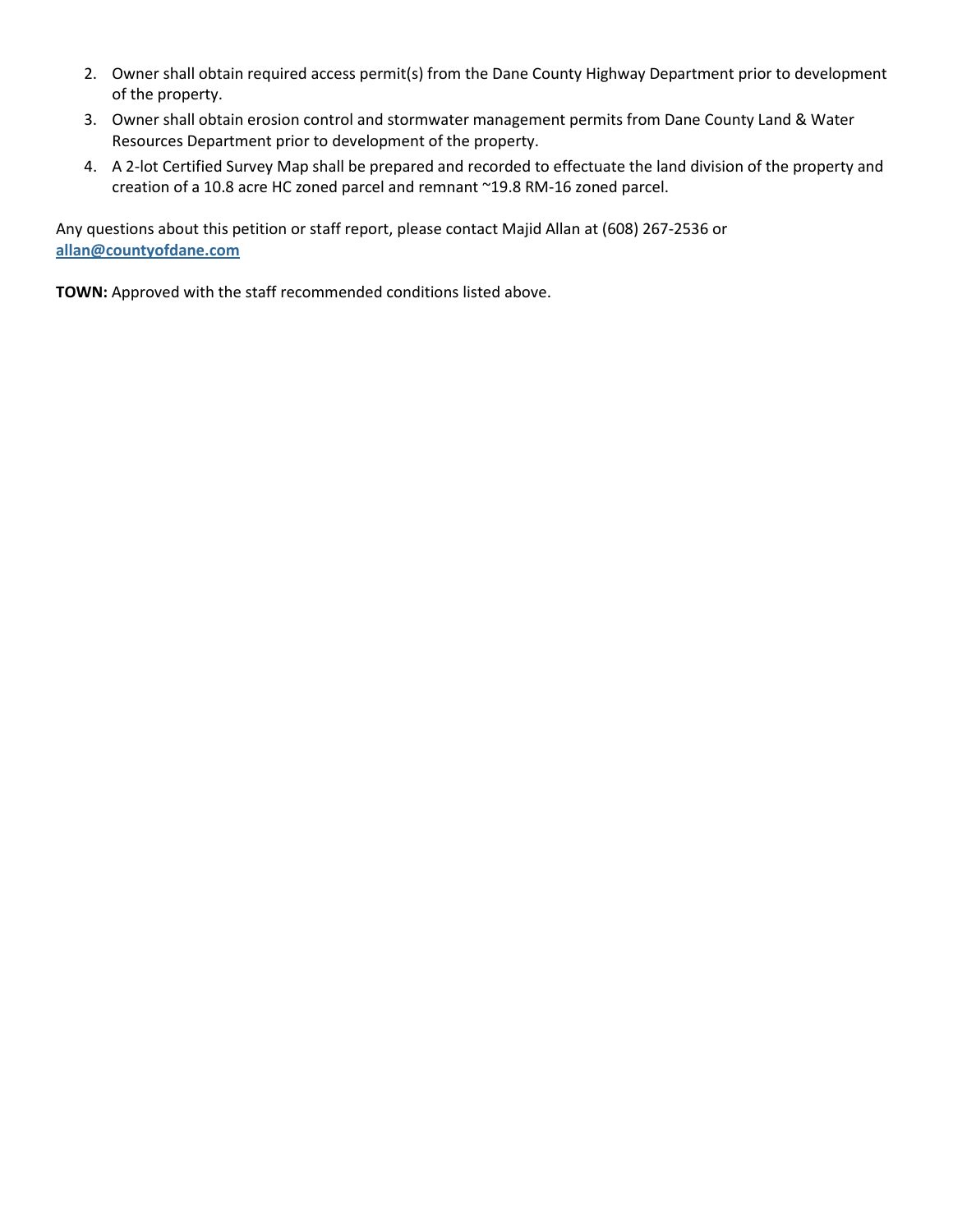2. Owner shall obtain required access permit(s) from the Dane County Highway Department prior to development of the property.
3. Owner shall obtain erosion control and stormwater management permits from Dane County Land & Water Resources Department prior to development of the property.
4. A 2-lot Certified Survey Map shall be prepared and recorded to effectuate the land division of the property and creation of a 10.8 acre HC zoned parcel and remnant ~19.8 RM-16 zoned parcel.

Any questions about this petition or staff report, please contact Majid Allan at (608) 267-2536 or **allan@countyofdane.com**

**TOWN:** Approved with the staff recommended conditions listed above.